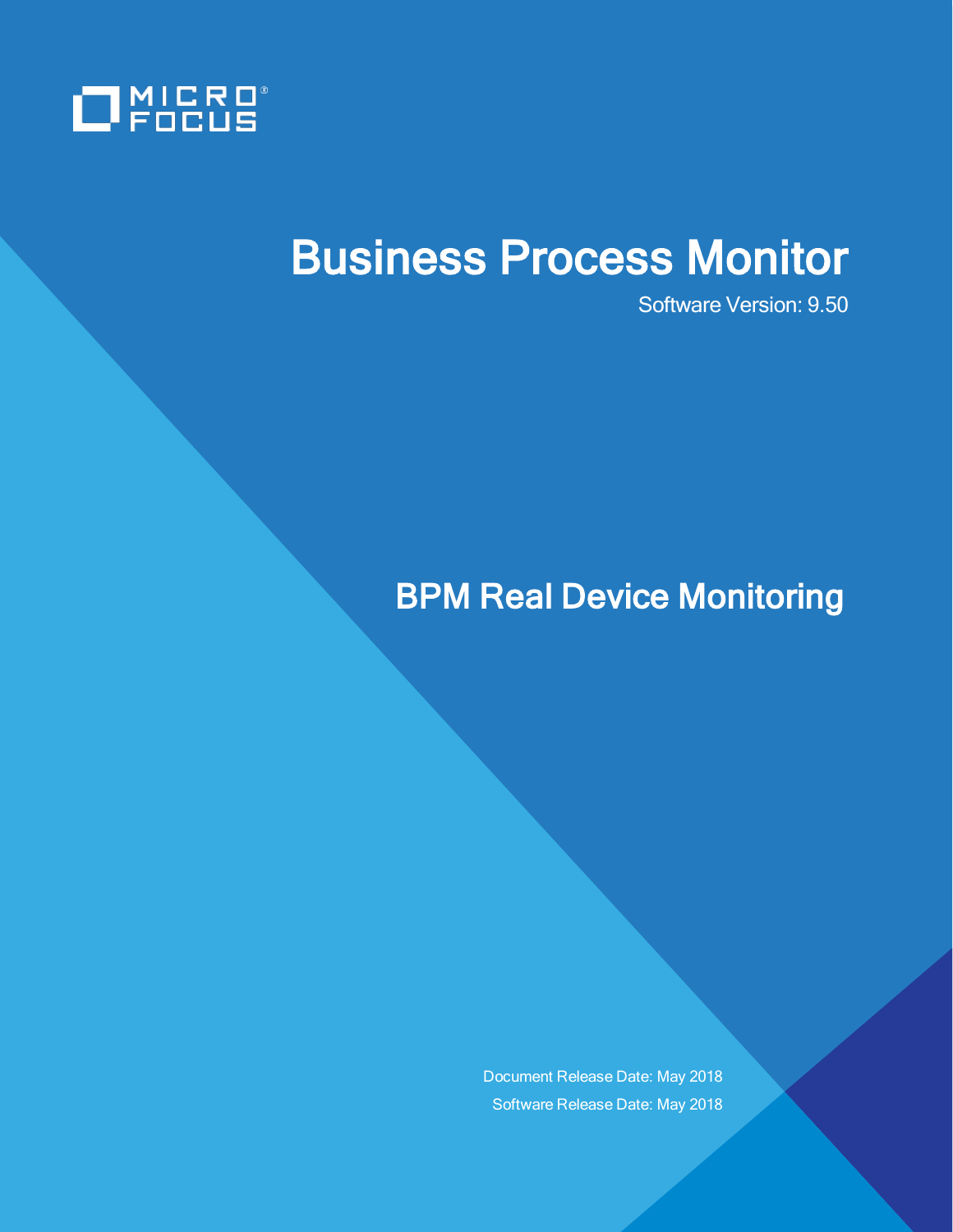MICRO FOCUS

# Business Process Monitor

Software Version: 9.50

## BPM Real Device Monitoring

Document Release Date: May 2018

Software Release Date: May 2018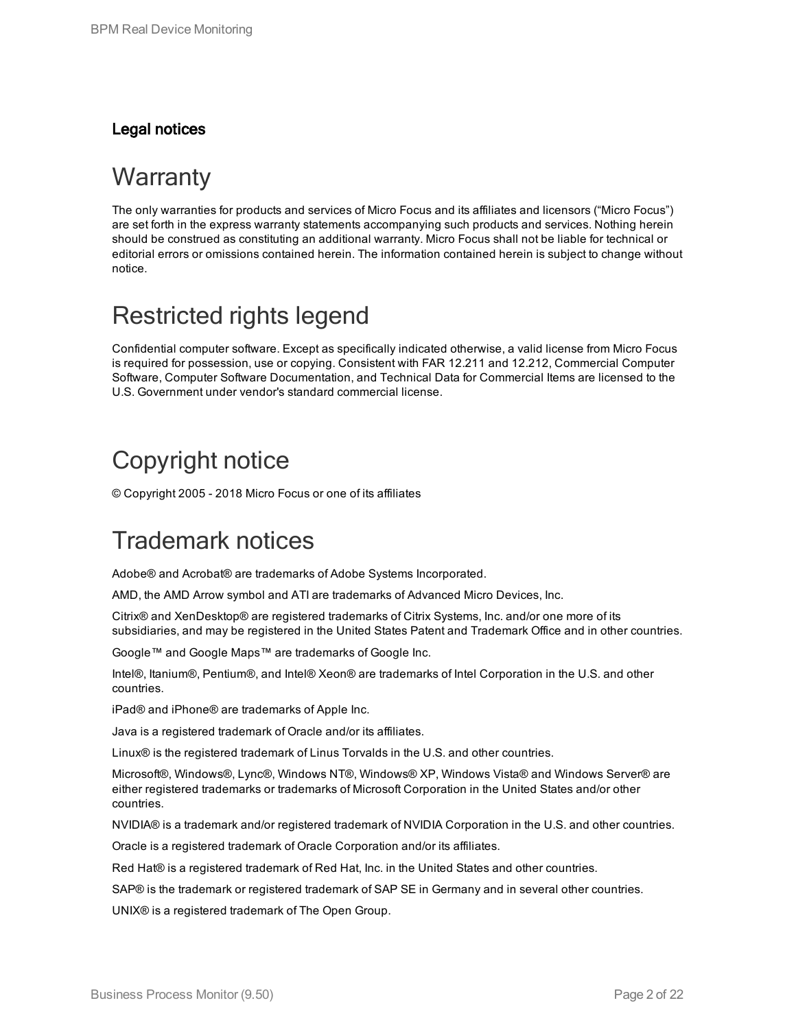### Legal notices

# Warranty

The only warranties for products and services of Micro Focus and its affiliates and licensors ("Micro Focus") are set forth in the express warranty statements accompanying such products and services. Nothing herein should be construed as constituting an additional warranty. Micro Focus shall not be liable for technical or editorial errors or omissions contained herein. The information contained herein is subject to change without notice.

# Restricted rights legend

Confidential computer software. Except as specifically indicated otherwise, a valid license from Micro Focus is required for possession, use or copying. Consistent with FAR 12.211 and 12.212, Commercial Computer Software, Computer Software Documentation, and Technical Data for Commercial Items are licensed to the U.S. Government under vendor's standard commercial license.

# Copyright notice

© Copyright 2005 - 2018 Micro Focus or one of its affiliates

# Trademark notices

Adobe® and Acrobat® are trademarks of Adobe Systems Incorporated.

AMD, the AMD Arrow symbol and ATI are trademarks of Advanced Micro Devices, Inc.

Citrix® and XenDesktop® are registered trademarks of Citrix Systems, Inc. and/or one more of its subsidiaries, and may be registered in the United States Patent and Trademark Office and in other countries.

Google™ and Google Maps™ are trademarks of Google Inc.

Intel®, Itanium®, Pentium®, and Intel® Xeon® are trademarks of Intel Corporation in the U.S. and other countries.

iPad® and iPhone® are trademarks of Apple Inc.

Java is a registered trademark of Oracle and/or its affiliates.

Linux® is the registered trademark of Linus Torvalds in the U.S. and other countries.

Microsoft®, Windows®, Lync®, Windows NT®, Windows® XP, Windows Vista® and Windows Server® are either registered trademarks or trademarks of Microsoft Corporation in the United States and/or other countries.

NVIDIA® is a trademark and/or registered trademark of NVIDIA Corporation in the U.S. and other countries.

Oracle is a registered trademark of Oracle Corporation and/or its affiliates.

Red Hat® is a registered trademark of Red Hat, Inc. in the United States and other countries.

SAP® is the trademark or registered trademark of SAP SE in Germany and in several other countries.

UNIX® is a registered trademark of The Open Group.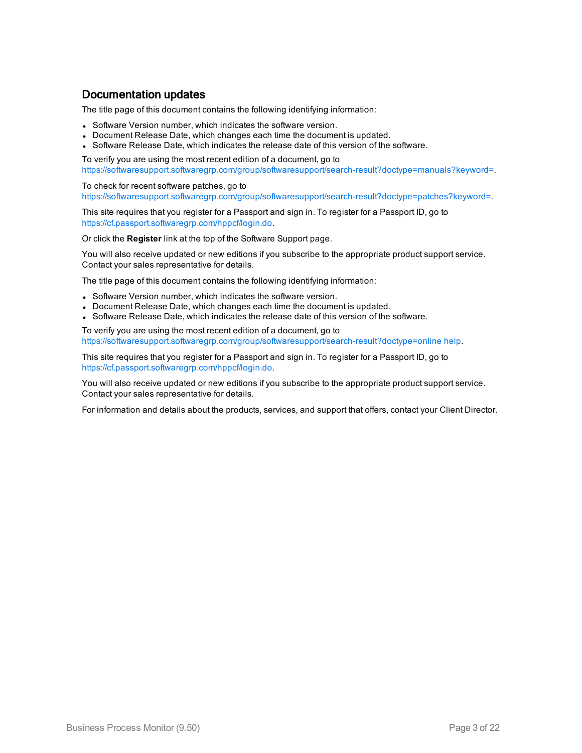## Documentation updates

The title page of this document contains the following identifying information:

- Software Version number, which indicates the software version.
- Document Release Date, which changes each time the document is updated.
- Software Release Date, which indicates the release date of this version of the software.

To verify you are using the most recent edition of a document, go to
https://softwaresupport.softwaregrp.com/group/softwaresupport/search-result?doctype=manuals?keyword=.

To check for recent software patches, go to
https://softwaresupport.softwaregrp.com/group/softwaresupport/search-result?doctype=patches?keyword=.

This site requires that you register for a Passport and sign in. To register for a Passport ID, go to
https://cf.passport.softwaregrp.com/hppcf/login.do.

Or click the **Register** link at the top of the Software Support page.

You will also receive updated or new editions if you subscribe to the appropriate product support service. Contact your sales representative for details.

The title page of this document contains the following identifying information:

- Software Version number, which indicates the software version.
- Document Release Date, which changes each time the document is updated.
- Software Release Date, which indicates the release date of this version of the software.

To verify you are using the most recent edition of a document, go to
https://softwaresupport.softwaregrp.com/group/softwaresupport/search-result?doctype=online help.

This site requires that you register for a Passport and sign in. To register for a Passport ID, go to
https://cf.passport.softwaregrp.com/hppcf/login.do.

You will also receive updated or new editions if you subscribe to the appropriate product support service. Contact your sales representative for details.

For information and details about the products, services, and support that offers, contact your Client Director.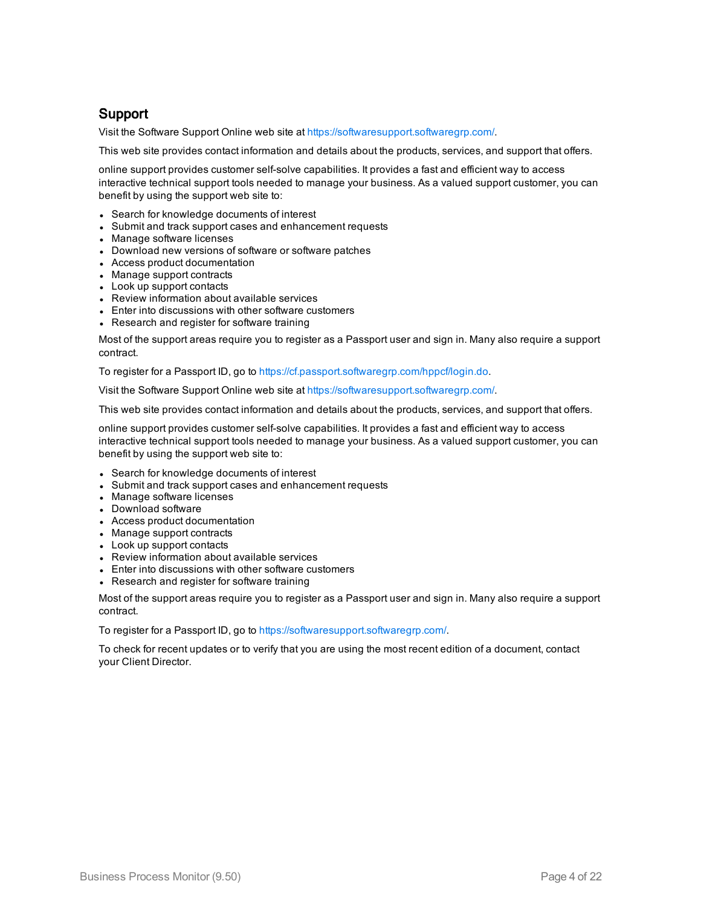## Support

Visit the Software Support Online web site at https://softwaresupport.softwaregrp.com/.

This web site provides contact information and details about the products, services, and support that offers.

online support provides customer self-solve capabilities. It provides a fast and efficient way to access interactive technical support tools needed to manage your business. As a valued support customer, you can benefit by using the support web site to:

- Search for knowledge documents of interest
- Submit and track support cases and enhancement requests
- Manage software licenses
- Download new versions of software or software patches
- Access product documentation
- Manage support contracts
- Look up support contacts
- Review information about available services
- Enter into discussions with other software customers
- Research and register for software training

Most of the support areas require you to register as a Passport user and sign in. Many also require a support contract.

To register for a Passport ID, go to https://cf.passport.softwaregrp.com/hppcf/login.do.

Visit the Software Support Online web site at https://softwaresupport.softwaregrp.com/.

This web site provides contact information and details about the products, services, and support that offers.

online support provides customer self-solve capabilities. It provides a fast and efficient way to access interactive technical support tools needed to manage your business. As a valued support customer, you can benefit by using the support web site to:

- Search for knowledge documents of interest
- Submit and track support cases and enhancement requests
- Manage software licenses
- Download software
- Access product documentation
- Manage support contracts
- Look up support contacts
- Review information about available services
- Enter into discussions with other software customers
- Research and register for software training

Most of the support areas require you to register as a Passport user and sign in. Many also require a support contract.

To register for a Passport ID, go to https://softwaresupport.softwaregrp.com/.

To check for recent updates or to verify that you are using the most recent edition of a document, contact your Client Director.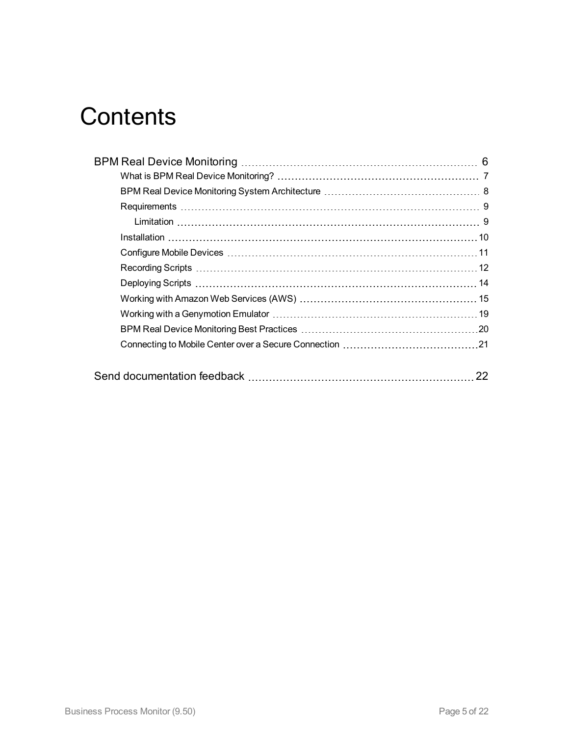# Contents

- BPM Real Device Monitoring ... 6
  - What is BPM Real Device Monitoring? ... 7
  - BPM Real Device Monitoring System Architecture ... 8
  - Requirements ... 9
    - Limitation ... 9
  - Installation ... 10
  - Configure Mobile Devices ... 11
  - Recording Scripts ... 12
  - Deploying Scripts ... 14
  - Working with Amazon Web Services (AWS) ... 15
  - Working with a Genymotion Emulator ... 19
  - BPM Real Device Monitoring Best Practices ... 20
  - Connecting to Mobile Center over a Secure Connection ... 21
- Send documentation feedback ... 22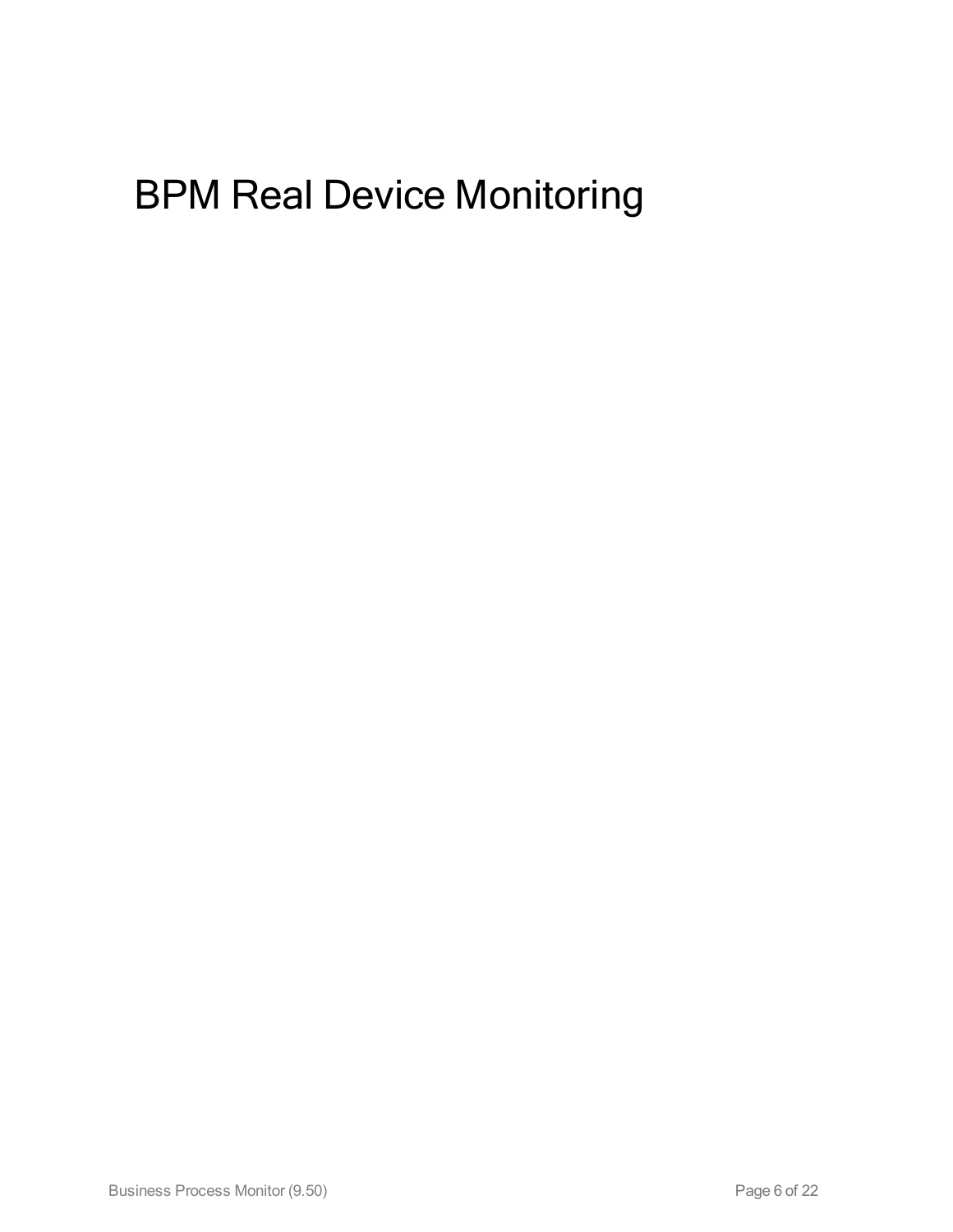# BPM Real Device Monitoring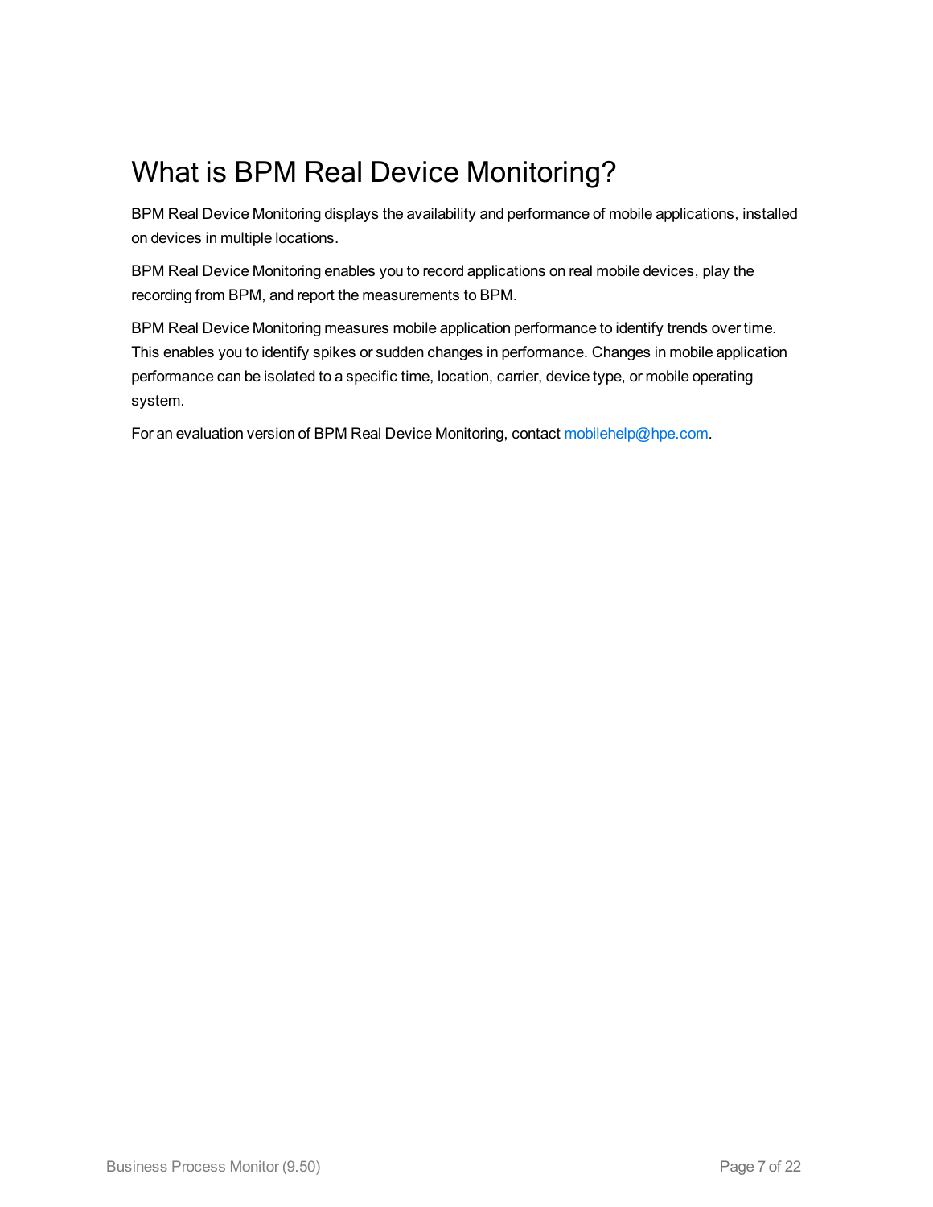# What is BPM Real Device Monitoring?

BPM Real Device Monitoring displays the availability and performance of mobile applications, installed on devices in multiple locations.

BPM Real Device Monitoring enables you to record applications on real mobile devices, play the recording from BPM, and report the measurements to BPM.

BPM Real Device Monitoring measures mobile application performance to identify trends over time. This enables you to identify spikes or sudden changes in performance. Changes in mobile application performance can be isolated to a specific time, location, carrier, device type, or mobile operating system.

For an evaluation version of BPM Real Device Monitoring, contact mobilehelp@hpe.com.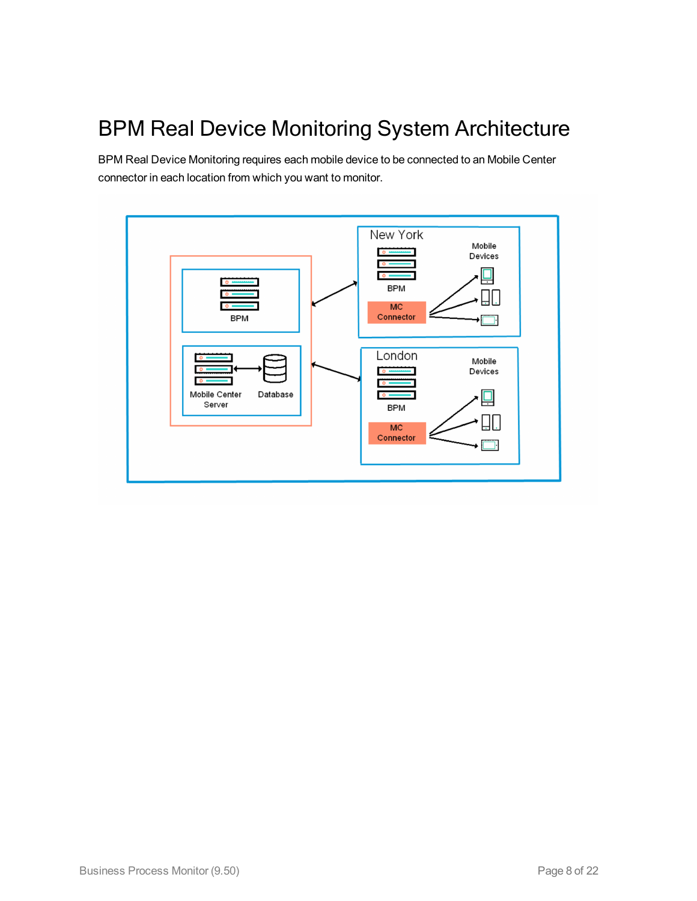# BPM Real Device Monitoring System Architecture

BPM Real Device Monitoring requires each mobile device to be connected to an Mobile Center connector in each location from which you want to monitor.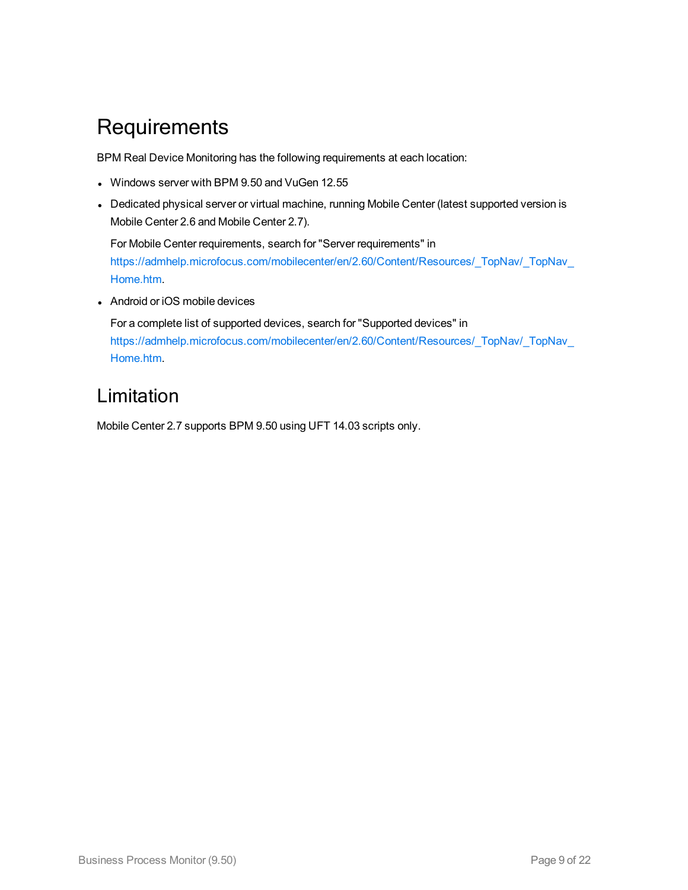# Requirements

BPM Real Device Monitoring has the following requirements at each location:

- Windows server with BPM 9.50 and VuGen 12.55
- Dedicated physical server or virtual machine, running Mobile Center (latest supported version is Mobile Center 2.6 and Mobile Center 2.7).

  For Mobile Center requirements, search for "Server requirements" in https://admhelp.microfocus.com/mobilecenter/en/2.60/Content/Resources/_TopNav/_TopNav_Home.htm.
- Android or iOS mobile devices

  For a complete list of supported devices, search for "Supported devices" in https://admhelp.microfocus.com/mobilecenter/en/2.60/Content/Resources/_TopNav/_TopNav_Home.htm.

# Limitation

Mobile Center 2.7 supports BPM 9.50 using UFT 14.03 scripts only.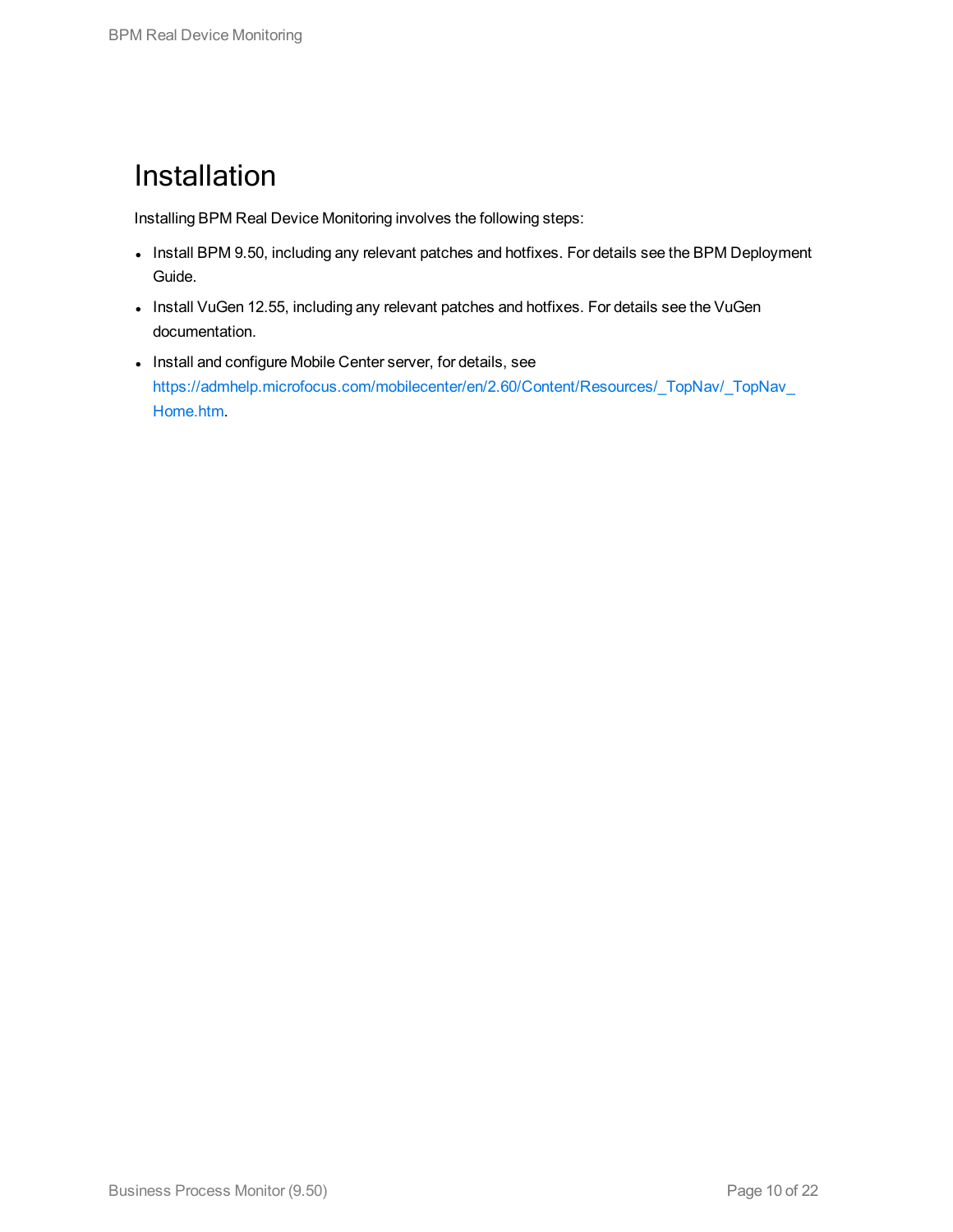# Installation

Installing BPM Real Device Monitoring involves the following steps:

- Install BPM 9.50, including any relevant patches and hotfixes. For details see the BPM Deployment Guide.
- Install VuGen 12.55, including any relevant patches and hotfixes. For details see the VuGen documentation.
- Install and configure Mobile Center server, for details, see https://admhelp.microfocus.com/mobilecenter/en/2.60/Content/Resources/_TopNav/_TopNav_Home.htm.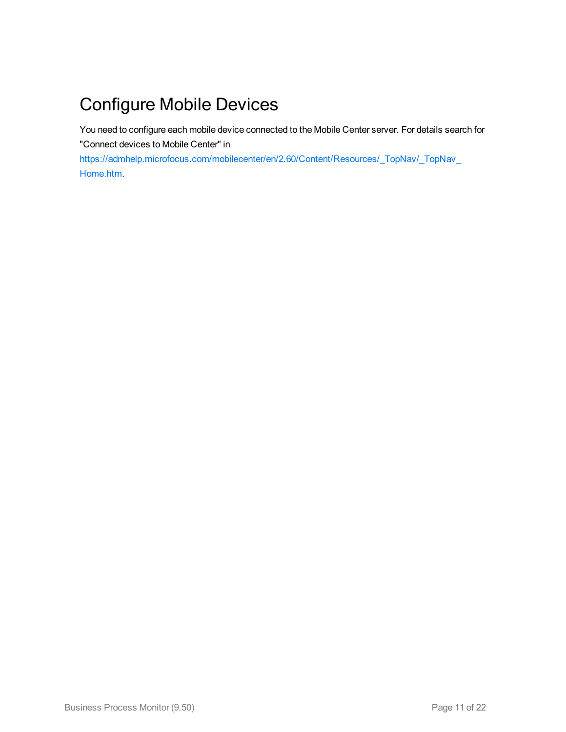# Configure Mobile Devices

You need to configure each mobile device connected to the Mobile Center server. For details search for "Connect devices to Mobile Center" in https://admhelp.microfocus.com/mobilecenter/en/2.60/Content/Resources/_TopNav/_TopNav_Home.htm.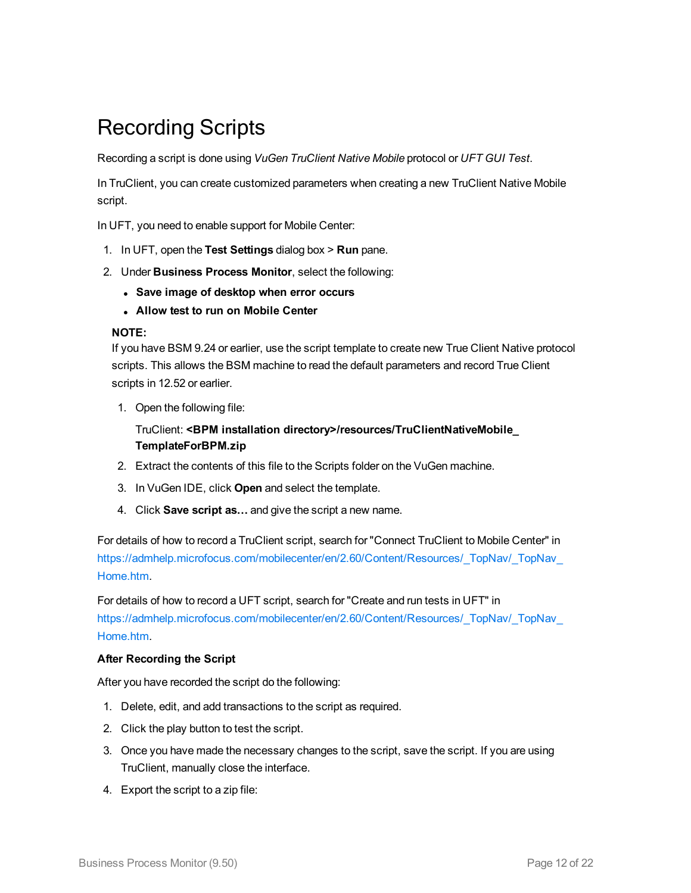# Recording Scripts

Recording a script is done using *VuGen TruClient Native Mobile* protocol or *UFT GUI Test*.

In TruClient, you can create customized parameters when creating a new TruClient Native Mobile script.

In UFT, you need to enable support for Mobile Center:

1. In UFT, open the **Test Settings** dialog box > **Run** pane.
2. Under **Business Process Monitor**, select the following:
   - **Save image of desktop when error occurs**
   - **Allow test to run on Mobile Center**

   **NOTE:**
   If you have BSM 9.24 or earlier, use the script template to create new True Client Native protocol scripts. This allows the BSM machine to read the default parameters and record True Client scripts in 12.52 or earlier.

   1. Open the following file:

      TruClient: **<BPM installation directory>/resources/TruClientNativeMobile_TemplateForBPM.zip**
   2. Extract the contents of this file to the Scripts folder on the VuGen machine.
   3. In VuGen IDE, click **Open** and select the template.
   4. Click **Save script as…** and give the script a new name.

For details of how to record a TruClient script, search for "Connect TruClient to Mobile Center" in https://admhelp.microfocus.com/mobilecenter/en/2.60/Content/Resources/_TopNav/_TopNav_Home.htm.

For details of how to record a UFT script, search for "Create and run tests in UFT" in https://admhelp.microfocus.com/mobilecenter/en/2.60/Content/Resources/_TopNav/_TopNav_Home.htm.

**After Recording the Script**

After you have recorded the script do the following:

1. Delete, edit, and add transactions to the script as required.
2. Click the play button to test the script.
3. Once you have made the necessary changes to the script, save the script. If you are using TruClient, manually close the interface.
4. Export the script to a zip file: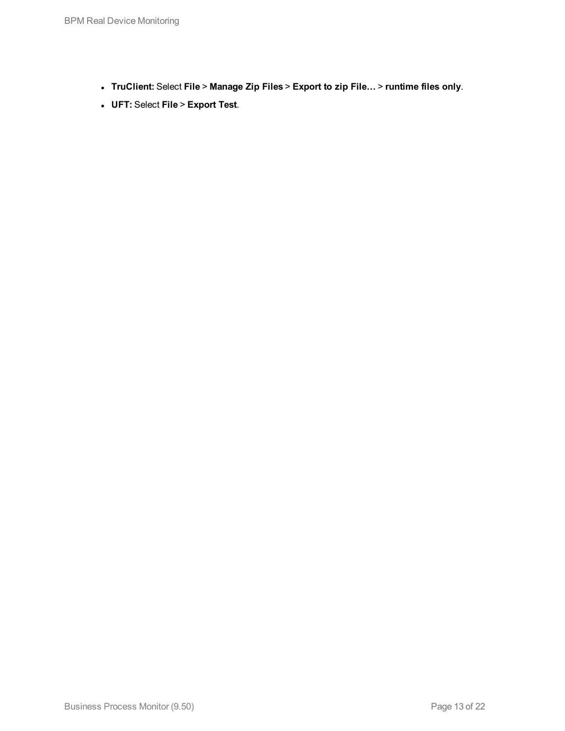- **TruClient:** Select **File** > **Manage Zip Files** > **Export to zip File…** > **runtime files only**.
- **UFT:** Select **File** > **Export Test**.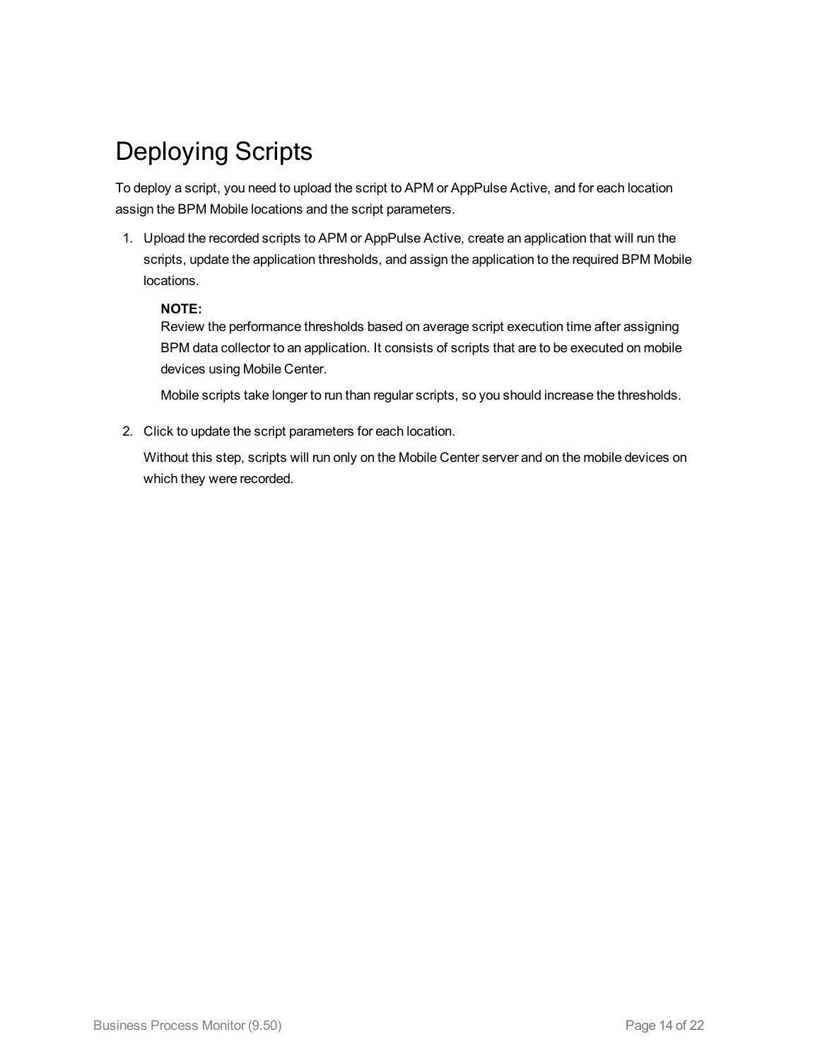# Deploying Scripts

To deploy a script, you need to upload the script to APM or AppPulse Active, and for each location assign the BPM Mobile locations and the script parameters.

1. Upload the recorded scripts to APM or AppPulse Active, create an application that will run the scripts, update the application thresholds, and assign the application to the required BPM Mobile locations.

   **NOTE:**
   Review the performance thresholds based on average script execution time after assigning BPM data collector to an application. It consists of scripts that are to be executed on mobile devices using Mobile Center.

   Mobile scripts take longer to run than regular scripts, so you should increase the thresholds.

2. Click to update the script parameters for each location.

   Without this step, scripts will run only on the Mobile Center server and on the mobile devices on which they were recorded.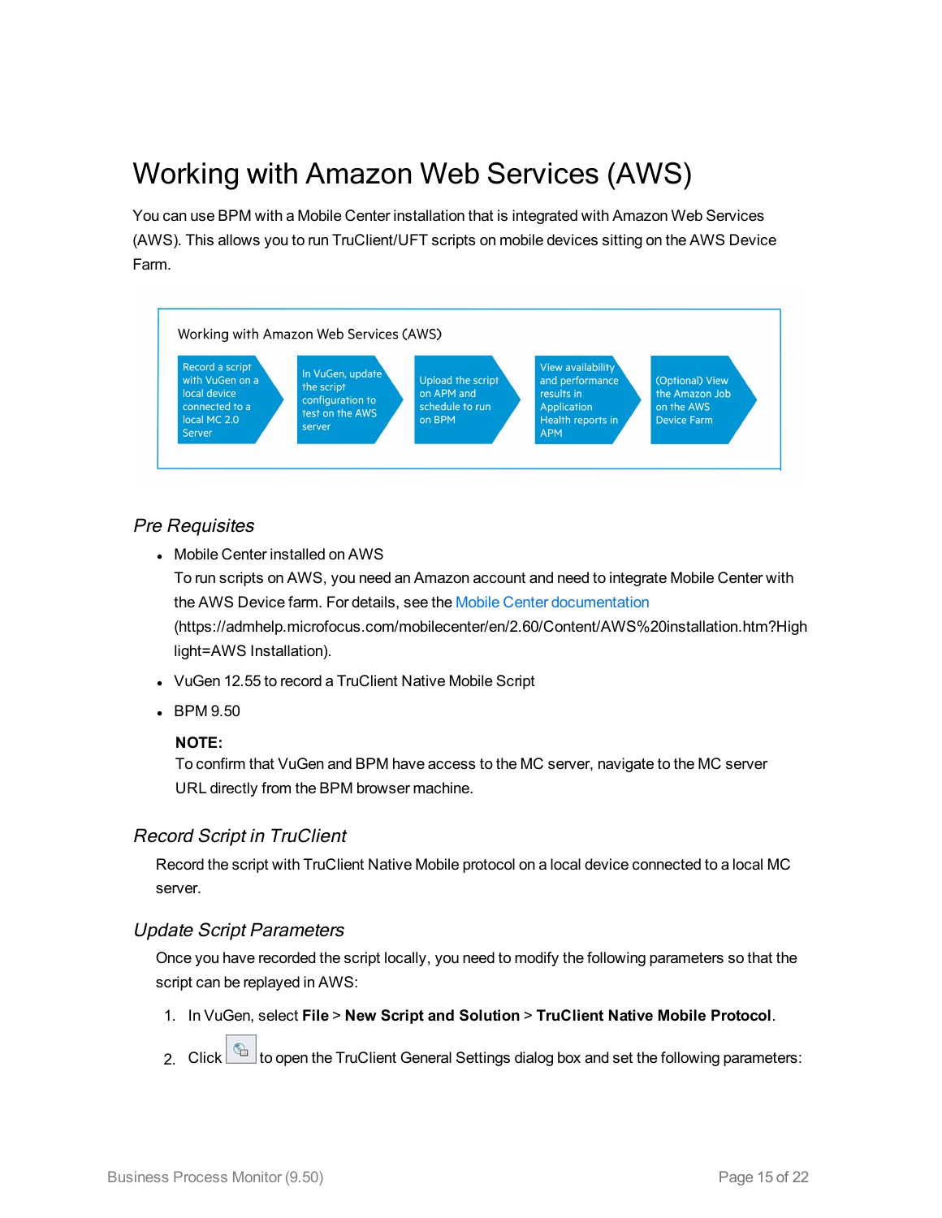# Working with Amazon Web Services (AWS)

You can use BPM with a Mobile Center installation that is integrated with Amazon Web Services (AWS). This allows you to run TruClient/UFT scripts on mobile devices sitting on the AWS Device Farm.

Working with Amazon Web Services (AWS)

Record a script with VuGen on a local device connected to a local MC 2.0 Server → In VuGen, update the script configuration to test on the AWS server → Upload the script on APM and schedule to run on BPM → View availability and performance results in Application Health reports in APM → (Optional) View the Amazon Job on the AWS Device Farm

## *Pre Requisites*

- Mobile Center installed on AWS

  To run scripts on AWS, you need an Amazon account and need to integrate Mobile Center with the AWS Device farm. For details, see the Mobile Center documentation (https://admhelp.microfocus.com/mobilecenter/en/2.60/Content/AWS%20installation.htm?Highlight=AWS Installation).

- VuGen 12.55 to record a TruClient Native Mobile Script
- BPM 9.50

  **NOTE:**
  To confirm that VuGen and BPM have access to the MC server, navigate to the MC server URL directly from the BPM browser machine.

## *Record Script in TruClient*

Record the script with TruClient Native Mobile protocol on a local device connected to a local MC server.

## *Update Script Parameters*

Once you have recorded the script locally, you need to modify the following parameters so that the script can be replayed in AWS:

1. In VuGen, select **File** > **New Script and Solution** > **TruClient Native Mobile Protocol**.
2. Click [icon] to open the TruClient General Settings dialog box and set the following parameters: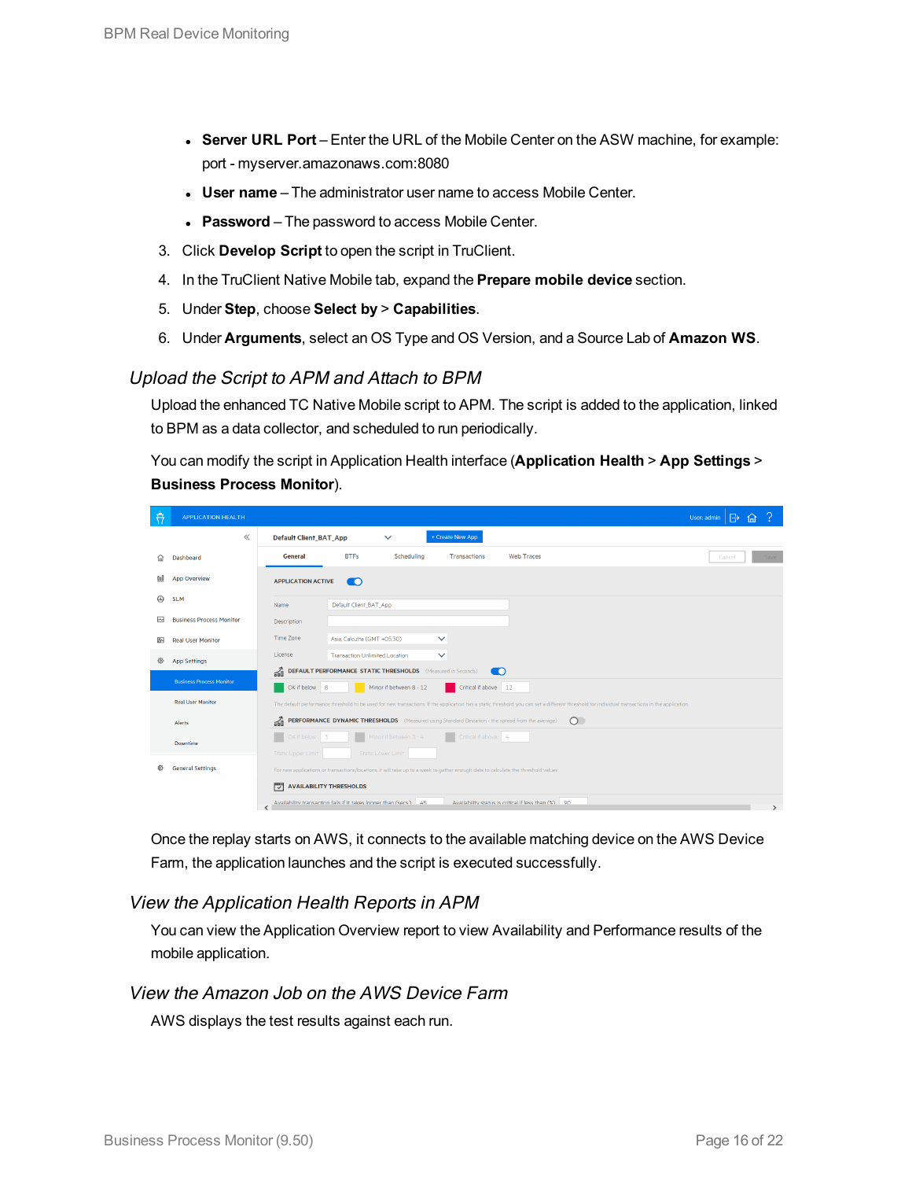- **Server URL Port** – Enter the URL of the Mobile Center on the ASW machine, for example: port - myserver.amazonaws.com:8080
- **User name** – The administrator user name to access Mobile Center.
- **Password** – The password to access Mobile Center.

3. Click **Develop Script** to open the script in TruClient.
4. In the TruClient Native Mobile tab, expand the **Prepare mobile device** section.
5. Under **Step**, choose **Select by** > **Capabilities**.
6. Under **Arguments**, select an OS Type and OS Version, and a Source Lab of **Amazon WS**.

### *Upload the Script to APM and Attach to BPM*

Upload the enhanced TC Native Mobile script to APM. The script is added to the application, linked to BPM as a data collector, and scheduled to run periodically.

You can modify the script in Application Health interface (**Application Health** > **App Settings** > **Business Process Monitor**).

Once the replay starts on AWS, it connects to the available matching device on the AWS Device Farm, the application launches and the script is executed successfully.

### *View the Application Health Reports in APM*

You can view the Application Overview report to view Availability and Performance results of the mobile application.

### *View the Amazon Job on the AWS Device Farm*

AWS displays the test results against each run.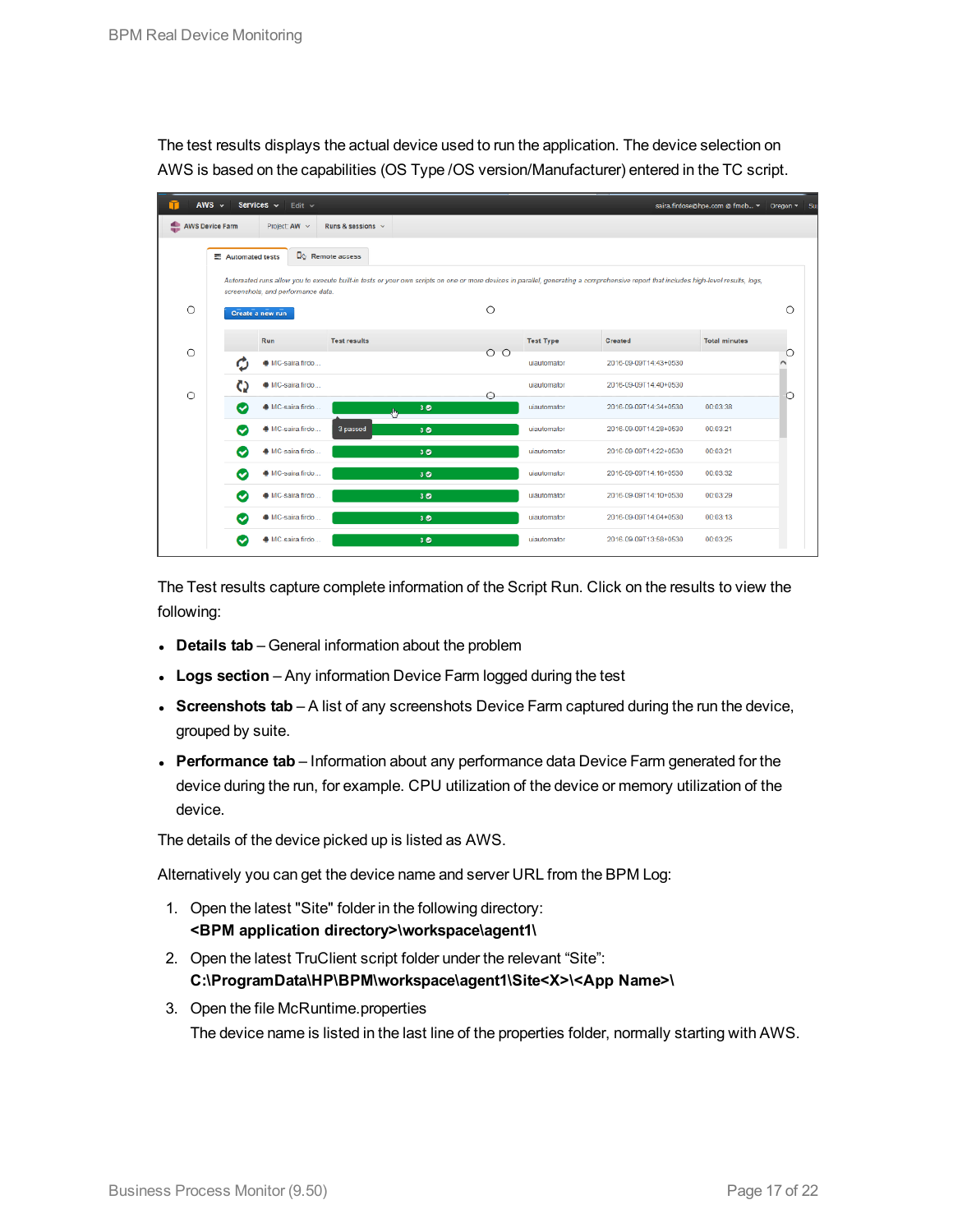The test results displays the actual device used to run the application. The device selection on AWS is based on the capabilities (OS Type /OS version/Manufacturer) entered in the TC script.

The Test results capture complete information of the Script Run. Click on the results to view the following:

- **Details tab** – General information about the problem
- **Logs section** – Any information Device Farm logged during the test
- **Screenshots tab** – A list of any screenshots Device Farm captured during the run the device, grouped by suite.
- **Performance tab** – Information about any performance data Device Farm generated for the device during the run, for example. CPU utilization of the device or memory utilization of the device.

The details of the device picked up is listed as AWS.

Alternatively you can get the device name and server URL from the BPM Log:

1. Open the latest "Site" folder in the following directory:
   **<BPM application directory>\workspace\agent1\**
2. Open the latest TruClient script folder under the relevant “Site”:
   **C:\ProgramData\HP\BPM\workspace\agent1\Site<X>\<App Name>\**
3. Open the file McRuntime.properties
   The device name is listed in the last line of the properties folder, normally starting with AWS.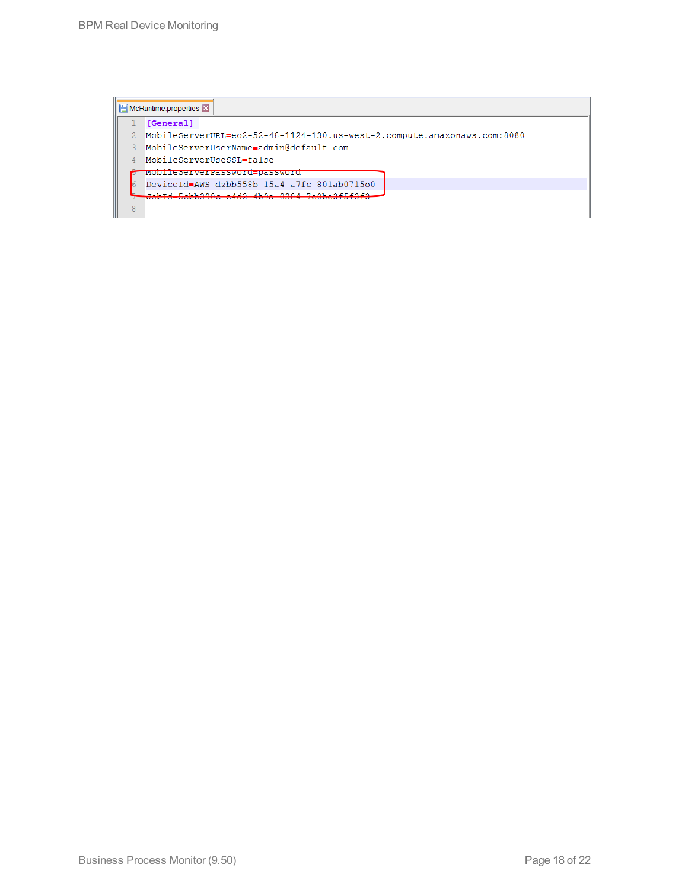McRuntime.properties

```
1  [General]
2  MobileServerURL=eo2-52-48-1124-130.us-west-2.compute.amazonaws.com:8080
3  MobileServerUserName=admin@default.com
4  MobileServerUseSSL=false
5  MobileServerPassword=password
6  DeviceId=AWS-dzbb558b-15a4-a7fc-801ab0715o0
7  JobId=5cbb390c-c4d2-4b9a-8384-7c0bc3f5f3f3
8
```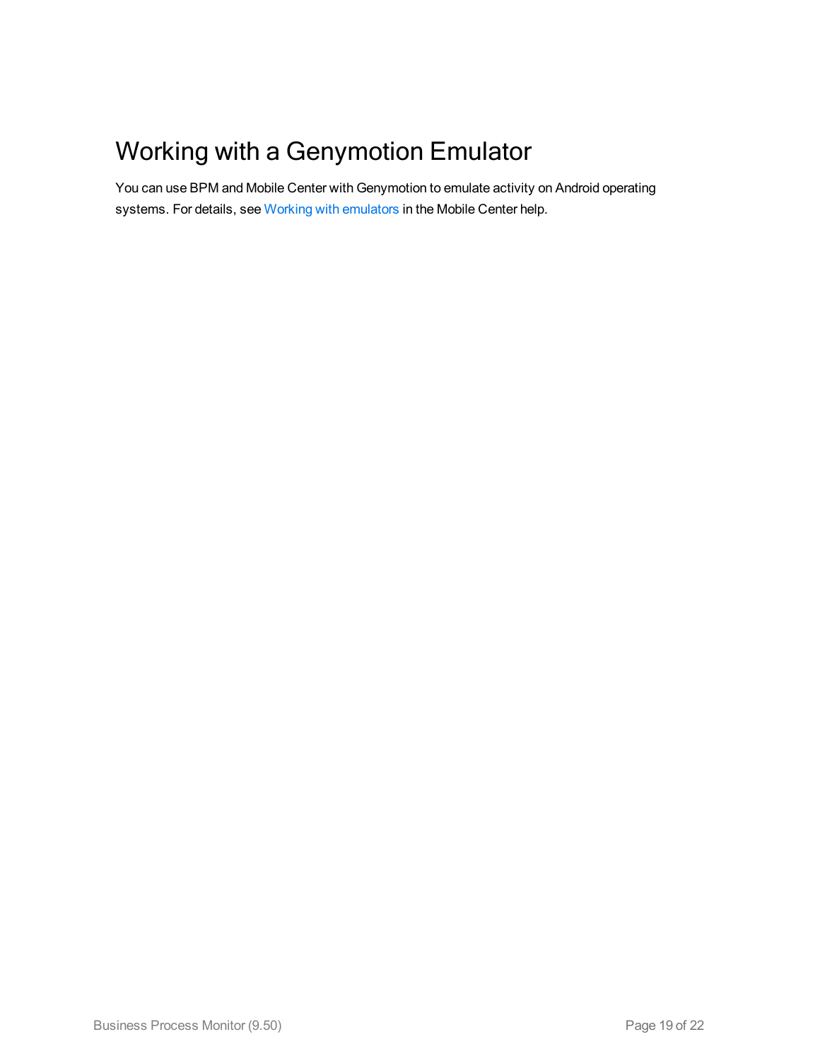# Working with a Genymotion Emulator

You can use BPM and Mobile Center with Genymotion to emulate activity on Android operating systems. For details, see Working with emulators in the Mobile Center help.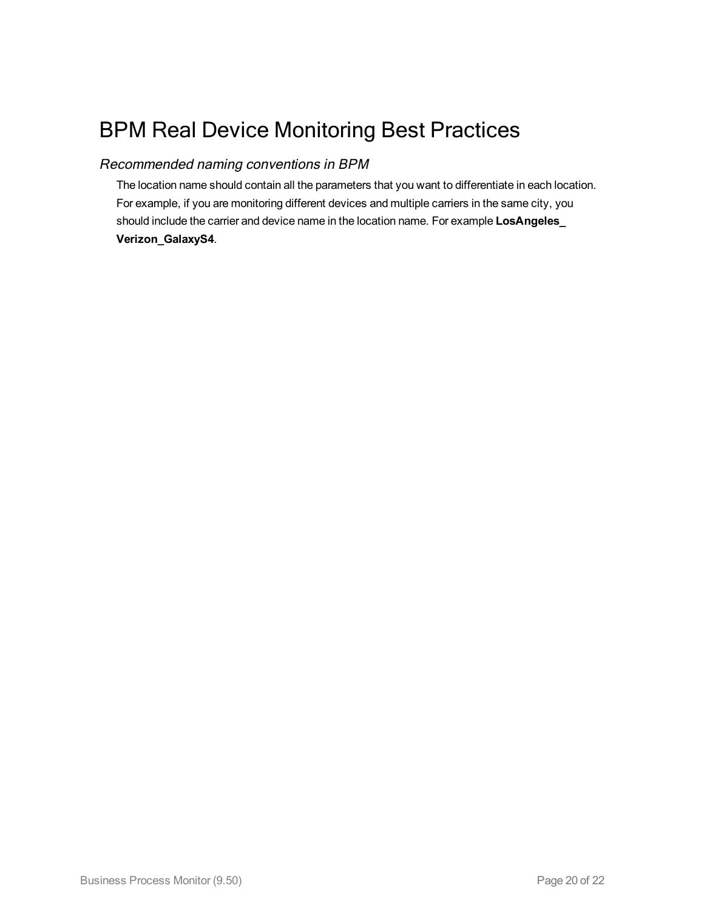# BPM Real Device Monitoring Best Practices

### *Recommended naming conventions in BPM*

The location name should contain all the parameters that you want to differentiate in each location. For example, if you are monitoring different devices and multiple carriers in the same city, you should include the carrier and device name in the location name. For example **LosAngeles_Verizon_GalaxyS4**.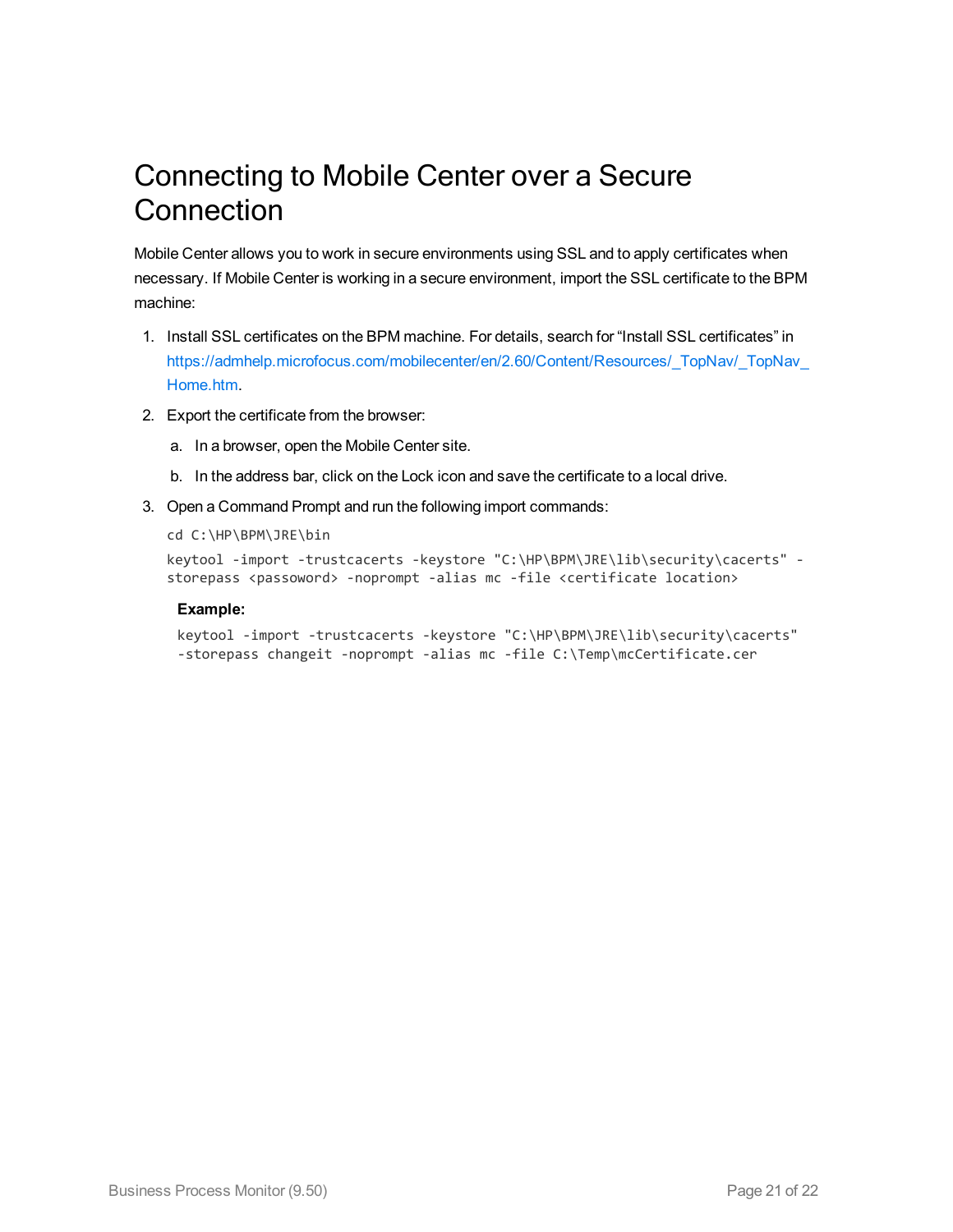# Connecting to Mobile Center over a Secure Connection

Mobile Center allows you to work in secure environments using SSL and to apply certificates when necessary. If Mobile Center is working in a secure environment, import the SSL certificate to the BPM machine:

1. Install SSL certificates on the BPM machine. For details, search for “Install SSL certificates” in https://admhelp.microfocus.com/mobilecenter/en/2.60/Content/Resources/_TopNav/_TopNav_Home.htm.
2. Export the certificate from the browser:
   a. In a browser, open the Mobile Center site.
   b. In the address bar, click on the Lock icon and save the certificate to a local drive.
3. Open a Command Prompt and run the following import commands:

```
cd C:\HP\BPM\JRE\bin
```

```
keytool -import -trustcacerts -keystore "C:\HP\BPM\JRE\lib\security\cacerts" -storepass <passoword> -noprompt -alias mc -file <certificate location>
```

**Example:**

```
keytool -import -trustcacerts -keystore "C:\HP\BPM\JRE\lib\security\cacerts" -storepass changeit -noprompt -alias mc -file C:\Temp\mcCertificate.cer
```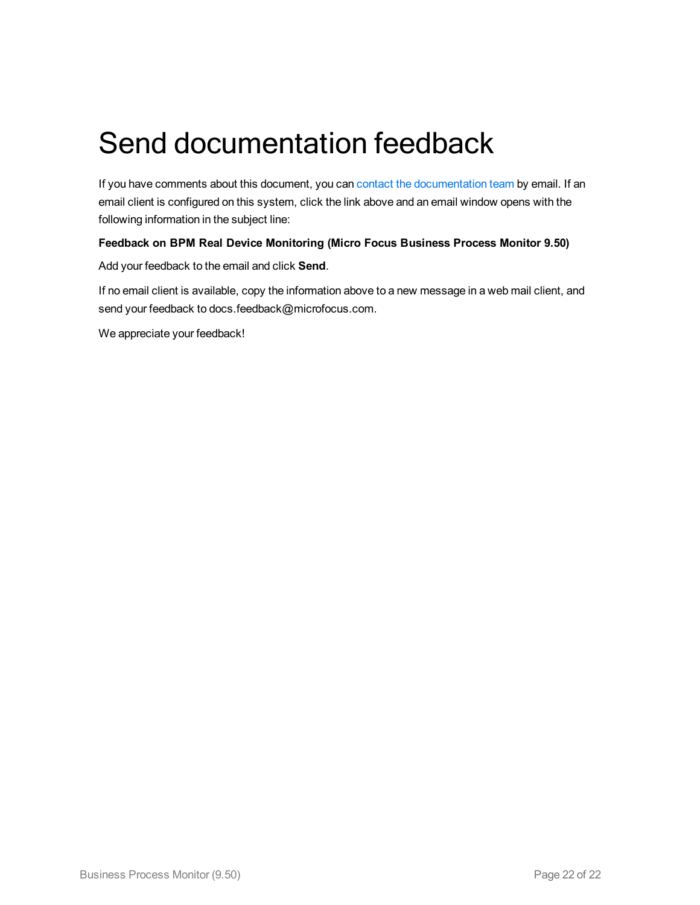# Send documentation feedback

If you have comments about this document, you can contact the documentation team by email. If an email client is configured on this system, click the link above and an email window opens with the following information in the subject line:

**Feedback on BPM Real Device Monitoring (Micro Focus Business Process Monitor 9.50)**

Add your feedback to the email and click **Send**.

If no email client is available, copy the information above to a new message in a web mail client, and send your feedback to docs.feedback@microfocus.com.

We appreciate your feedback!